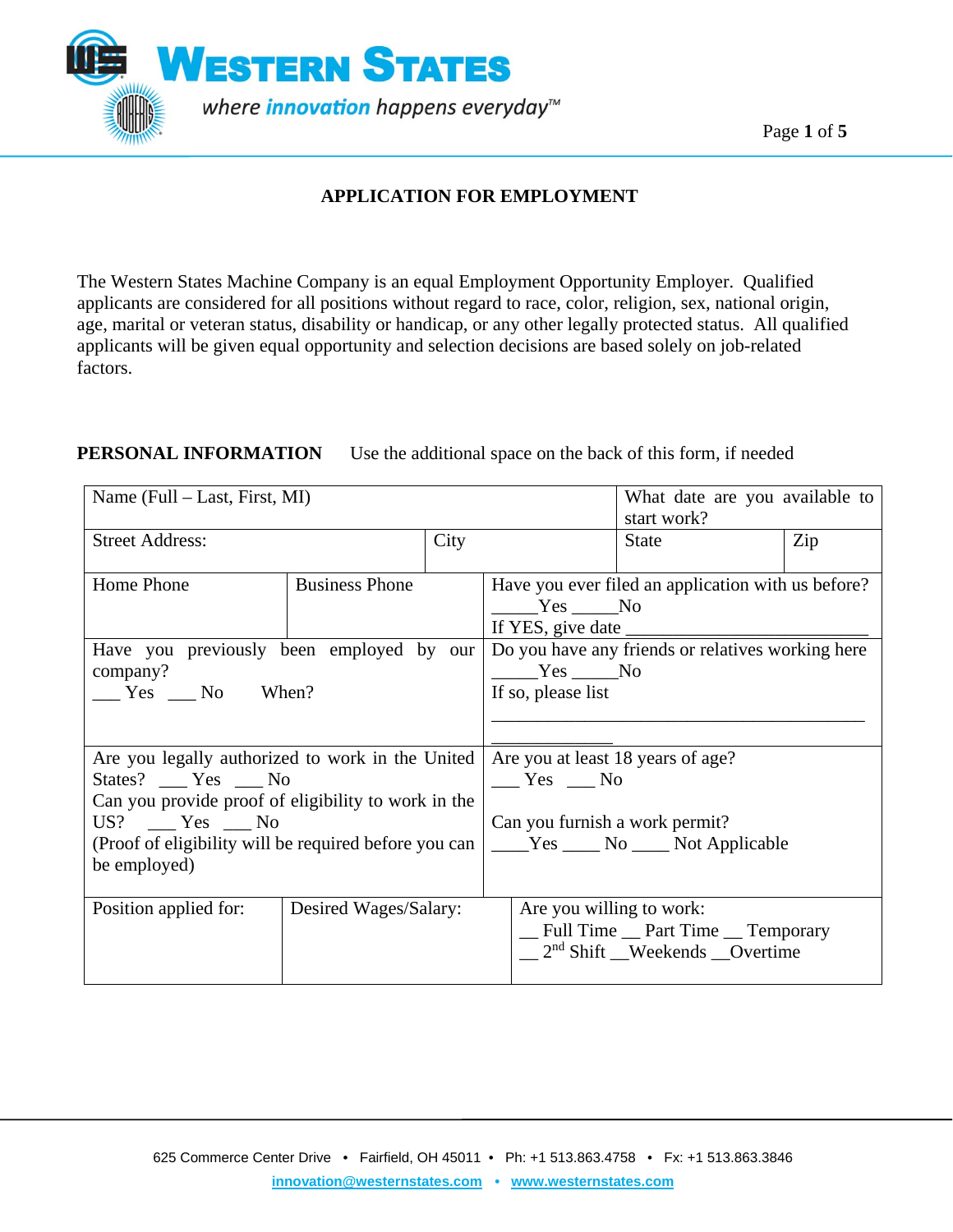# APPLICATION FOR EMPLOYMENT

The Western States Machine Company is an equal Employment Opportunity Employer. Qualified applicants are considered for all positions without regard to race, color, religion, sex, national origin, age, marital or veteran status, disability or handicap, or any other legally protected status. All qualified applicants will be given equal opportunity and selection decisions are based solely on job-related factors.

**PERSONAL INFORMATION** Use the additional space on the back of this form, if needed

| Name (Full – Last, First, MI) | | What date are you available to start work? | |
|---|---|---|---|
| Street Address: | City | State | Zip |
| Home Phone | Business Phone | Have you ever filed an application with us before? _____Yes _____No<br>If YES, give date ___________________________ | |
| Have you previously been employed by our company?<br>___ Yes ___ No When? | | Do you have any friends or relatives working here _____Yes _____No<br>If so, please list<br>____________________________________________<br>______________ | |
| Are you legally authorized to work in the United States? ___ Yes ___ No<br>Can you provide proof of eligibility to work in the US? ___ Yes ___ No<br>(Proof of eligibility will be required before you can be employed) | | Are you at least 18 years of age?<br>___ Yes ___ No<br>Can you furnish a work permit?<br>____Yes ____ No ____ Not Applicable | |
| Position applied for: | Desired Wages/Salary: | Are you willing to work:<br>__ Full Time __ Part Time __ Temporary<br>__ 2nd Shift __Weekends __Overtime | |

625 Commerce Center Drive • Fairfield, OH 45011 • Ph: +1 513.863.4758 • Fx: +1 513.863.3846
innovation@westernstates.com • www.westernstates.com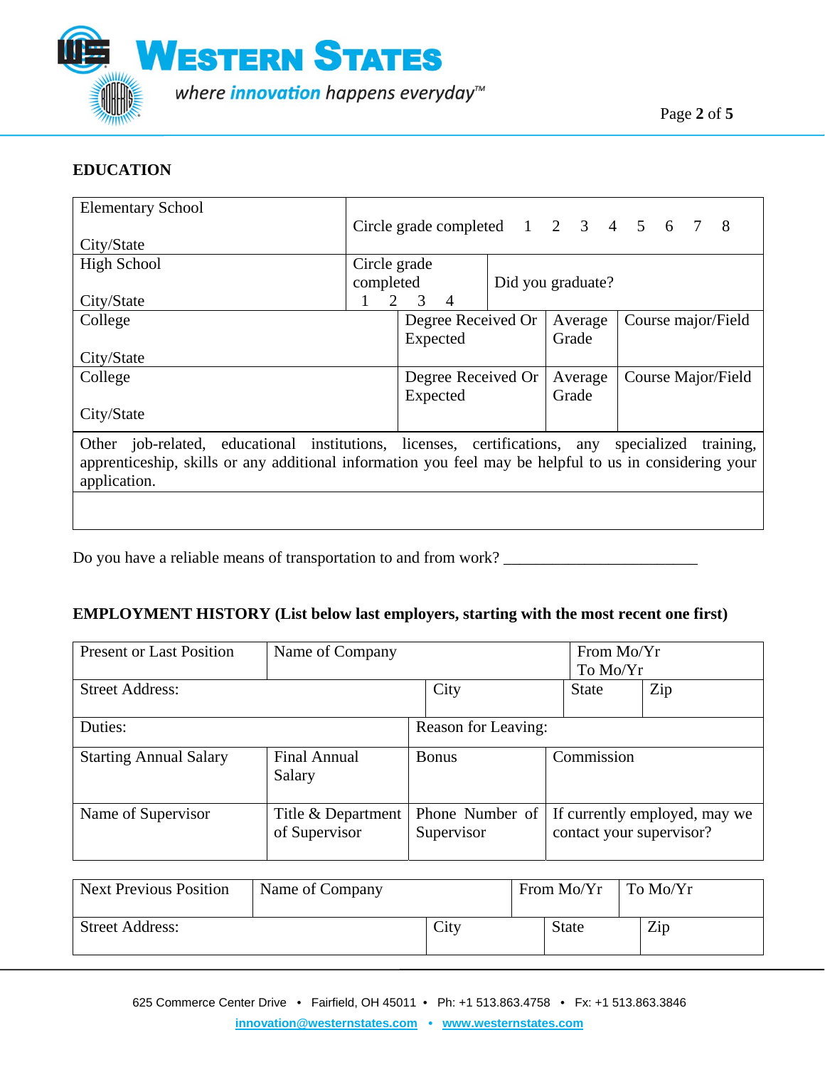## EDUCATION

| Elementary School<br><br>City/State | Circle grade completed 1 2 3 4 5 6 7 8 | | |
|---|---|---|---|
| High School<br><br>City/State | Circle grade completed<br>1 2 3 4 | Did you graduate? | |
| College<br><br>City/State | Degree Received Or Expected | Average Grade | Course major/Field |
| College<br><br>City/State | Degree Received Or Expected | Average Grade | Course Major/Field |

| Other job-related, educational institutions, licenses, certifications, any specialized training, apprenticeship, skills or any additional information you feel may be helpful to us in considering your application. |
|---|
| |

Do you have a reliable means of transportation to and from work? ________________________

## EMPLOYMENT HISTORY (List below last employers, starting with the most recent one first)

| Present or Last Position | Name of Company | | From Mo/Yr<br>To Mo/Yr |
|---|---|---|---|
| Street Address: | | City | State / Zip |
| Duties: | | Reason for Leaving: | |
| Starting Annual Salary | Final Annual Salary | Bonus | Commission |
| Name of Supervisor | Title & Department of Supervisor | Phone Number of Supervisor | If currently employed, may we contact your supervisor? |

| Next Previous Position | Name of Company | From Mo/Yr | To Mo/Yr |
|---|---|---|---|
| Street Address: | City | State | Zip |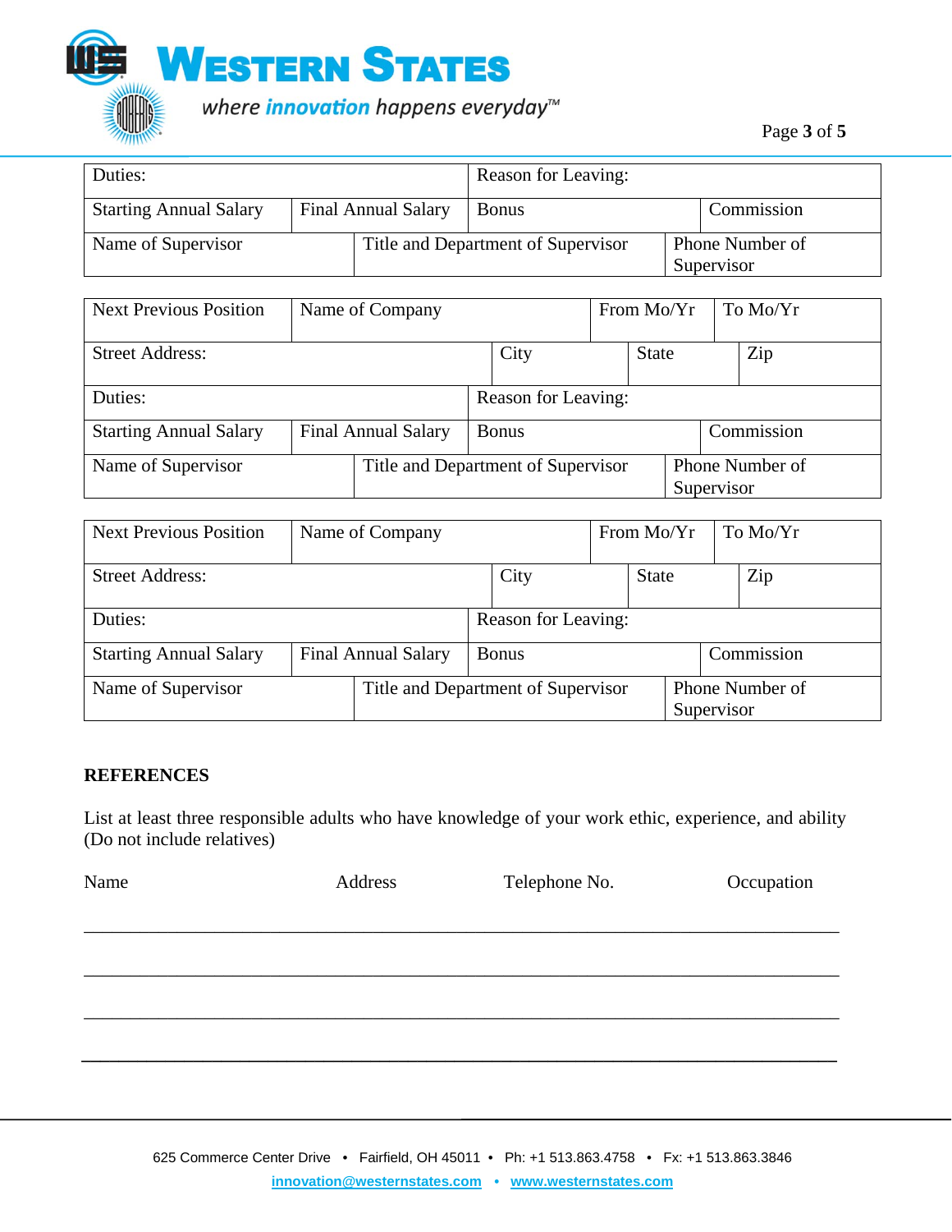| Duties: | | Reason for Leaving: | |
|---|---|---|---|
| Starting Annual Salary | Final Annual Salary | Bonus | Commission |
| Name of Supervisor | Title and Department of Supervisor | | Phone Number of Supervisor |

| Next Previous Position | Name of Company | | From Mo/Yr | To Mo/Yr |
|---|---|---|---|---|
| Street Address: | | City | State | Zip |
| Duties: | | Reason for Leaving: | | |
| Starting Annual Salary | Final Annual Salary | Bonus | | Commission |
| Name of Supervisor | Title and Department of Supervisor | | | Phone Number of Supervisor |

| Next Previous Position | Name of Company | | From Mo/Yr | To Mo/Yr |
|---|---|---|---|---|
| Street Address: | | City | State | Zip |
| Duties: | | Reason for Leaving: | | |
| Starting Annual Salary | Final Annual Salary | Bonus | | Commission |
| Name of Supervisor | Title and Department of Supervisor | | | Phone Number of Supervisor |

**REFERENCES**

List at least three responsible adults who have knowledge of your work ethic, experience, and ability (Do not include relatives)

| Name | Address | Telephone No. | Occupation |
|---|---|---|---|
| | | | |
| | | | |
| | | | |
| | | | |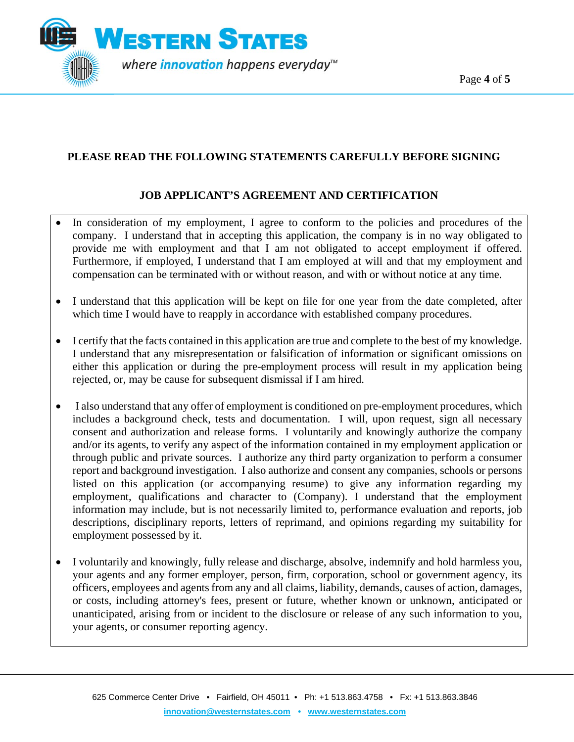**PLEASE READ THE FOLLOWING STATEMENTS CAREFULLY BEFORE SIGNING**

**JOB APPLICANT'S AGREEMENT AND CERTIFICATION**

- In consideration of my employment, I agree to conform to the policies and procedures of the company. I understand that in accepting this application, the company is in no way obligated to provide me with employment and that I am not obligated to accept employment if offered. Furthermore, if employed, I understand that I am employed at will and that my employment and compensation can be terminated with or without reason, and with or without notice at any time.

- I understand that this application will be kept on file for one year from the date completed, after which time I would have to reapply in accordance with established company procedures.

- I certify that the facts contained in this application are true and complete to the best of my knowledge. I understand that any misrepresentation or falsification of information or significant omissions on either this application or during the pre-employment process will result in my application being rejected, or, may be cause for subsequent dismissal if I am hired.

- I also understand that any offer of employment is conditioned on pre-employment procedures, which includes a background check, tests and documentation. I will, upon request, sign all necessary consent and authorization and release forms. I voluntarily and knowingly authorize the company and/or its agents, to verify any aspect of the information contained in my employment application or through public and private sources. I authorize any third party organization to perform a consumer report and background investigation. I also authorize and consent any companies, schools or persons listed on this application (or accompanying resume) to give any information regarding my employment, qualifications and character to (Company). I understand that the employment information may include, but is not necessarily limited to, performance evaluation and reports, job descriptions, disciplinary reports, letters of reprimand, and opinions regarding my suitability for employment possessed by it.

- I voluntarily and knowingly, fully release and discharge, absolve, indemnify and hold harmless you, your agents and any former employer, person, firm, corporation, school or government agency, its officers, employees and agents from any and all claims, liability, demands, causes of action, damages, or costs, including attorney's fees, present or future, whether known or unknown, anticipated or unanticipated, arising from or incident to the disclosure or release of any such information to you, your agents, or consumer reporting agency.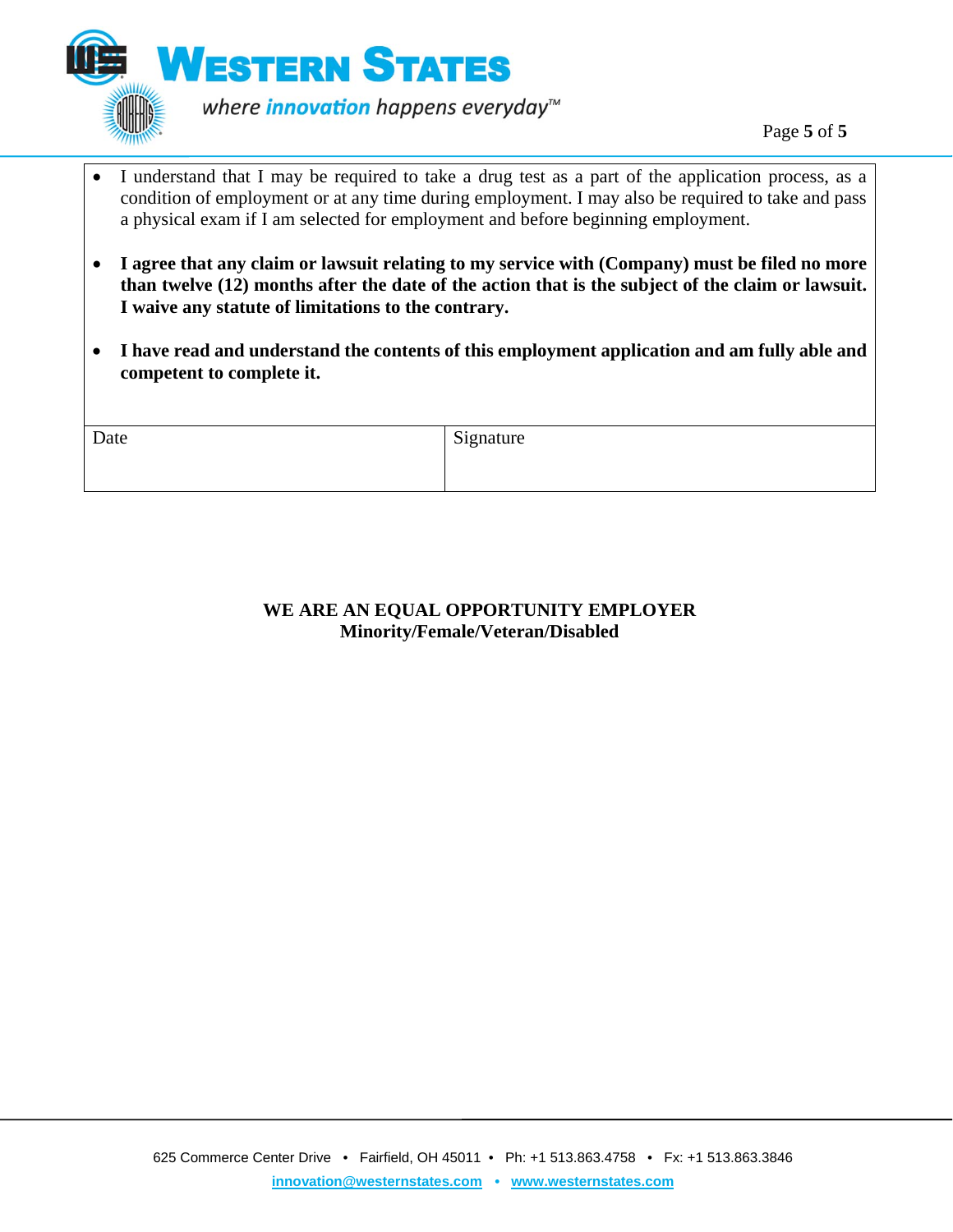- I understand that I may be required to take a drug test as a part of the application process, as a condition of employment or at any time during employment. I may also be required to take and pass a physical exam if I am selected for employment and before beginning employment.

- **I agree that any claim or lawsuit relating to my service with (Company) must be filed no more than twelve (12) months after the date of the action that is the subject of the claim or lawsuit. I waive any statute of limitations to the contrary.**

- **I have read and understand the contents of this employment application and am fully able and competent to complete it.**

| | |
|---|---|
| Date | Signature |

**WE ARE AN EQUAL OPPORTUNITY EMPLOYER**
**Minority/Female/Veteran/Disabled**

625 Commerce Center Drive • Fairfield, OH 45011 • Ph: +1 513.863.4758 • Fx: +1 513.863.3846

innovation@westernstates.com • www.westernstates.com